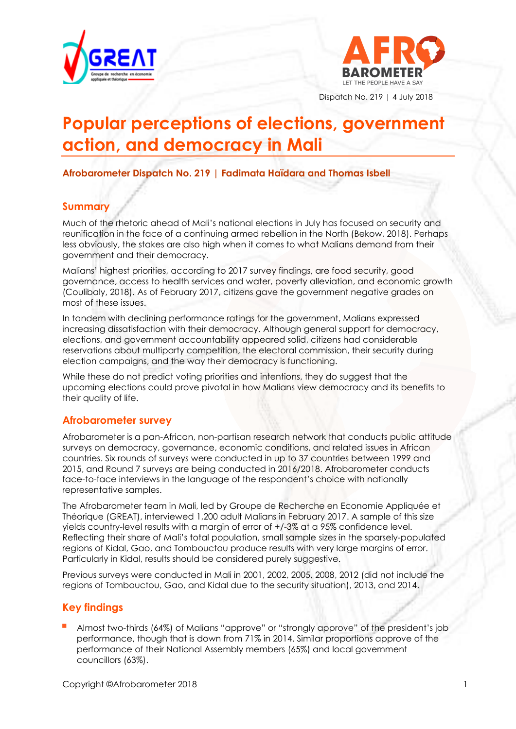Dispatch No. 219 | 4 July 2018

# Popular perceptions of elections, government action, and democracy in Mali

**Afrobarometer Dispatch No. 219 | Fadimata Haïdara and Thomas Isbell**

## Summary

Much of the rhetoric ahead of Mali's national elections in July has focused on security and reunification in the face of a continuing armed rebellion in the North (Bekow, 2018). Perhaps less obviously, the stakes are also high when it comes to what Malians demand from their government and their democracy.

Malians' highest priorities, according to 2017 survey findings, are food security, good governance, access to health services and water, poverty alleviation, and economic growth (Coulibaly, 2018). As of February 2017, citizens gave the government negative grades on most of these issues.

In tandem with declining performance ratings for the government, Malians expressed increasing dissatisfaction with their democracy. Although general support for democracy, elections, and government accountability appeared solid, citizens had considerable reservations about multiparty competition, the electoral commission, their security during election campaigns, and the way their democracy is functioning.

While these do not predict voting priorities and intentions, they do suggest that the upcoming elections could prove pivotal in how Malians view democracy and its benefits to their quality of life.

## Afrobarometer survey

Afrobarometer is a pan-African, non-partisan research network that conducts public attitude surveys on democracy, governance, economic conditions, and related issues in African countries. Six rounds of surveys were conducted in up to 37 countries between 1999 and 2015, and Round 7 surveys are being conducted in 2016/2018. Afrobarometer conducts face-to-face interviews in the language of the respondent's choice with nationally representative samples.

The Afrobarometer team in Mali, led by Groupe de Recherche en Economie Appliquée et Théorique (GREAT), interviewed 1,200 adult Malians in February 2017. A sample of this size yields country-level results with a margin of error of +/-3% at a 95% confidence level. Reflecting their share of Mali's total population, small sample sizes in the sparsely-populated regions of Kidal, Gao, and Tombouctou produce results with very large margins of error. Particularly in Kidal, results should be considered purely suggestive.

Previous surveys were conducted in Mali in 2001, 2002, 2005, 2008, 2012 (did not include the regions of Tombouctou, Gao, and Kidal due to the security situation), 2013, and 2014.

## Key findings

- Almost two-thirds (64%) of Malians "approve" or "strongly approve" of the president's job performance, though that is down from 71% in 2014. Similar proportions approve of the performance of their National Assembly members (65%) and local government councillors (63%).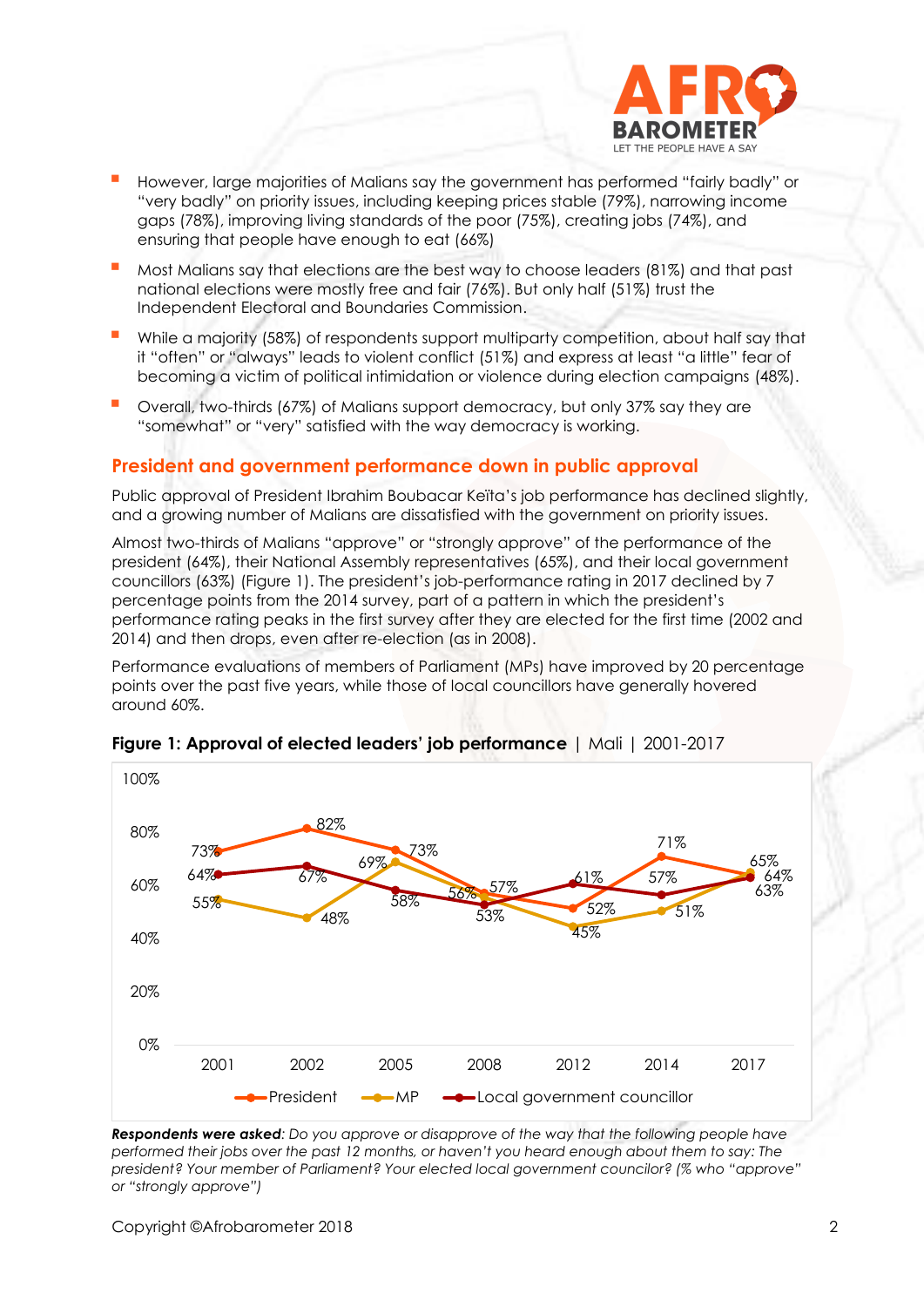- However, large majorities of Malians say the government has performed "fairly badly" or "very badly" on priority issues, including keeping prices stable (79%), narrowing income gaps (78%), improving living standards of the poor (75%), creating jobs (74%), and ensuring that people have enough to eat (66%)
- Most Malians say that elections are the best way to choose leaders (81%) and that past national elections were mostly free and fair (76%). But only half (51%) trust the Independent Electoral and Boundaries Commission.
- While a majority (58%) of respondents support multiparty competition, about half say that it "often" or "always" leads to violent conflict (51%) and express at least "a little" fear of becoming a victim of political intimidation or violence during election campaigns (48%).
- Overall, two-thirds (67%) of Malians support democracy, but only 37% say they are "somewhat" or "very" satisfied with the way democracy is working.

## President and government performance down in public approval

Public approval of President Ibrahim Boubacar Keïta's job performance has declined slightly, and a growing number of Malians are dissatisfied with the government on priority issues.

Almost two-thirds of Malians "approve" or "strongly approve" of the performance of the president (64%), their National Assembly representatives (65%), and their local government councillors (63%) (Figure 1). The president's job-performance rating in 2017 declined by 7 percentage points from the 2014 survey, part of a pattern in which the president's performance rating peaks in the first survey after they are elected for the first time (2002 and 2014) and then drops, even after re-election (as in 2008).

Performance evaluations of members of Parliament (MPs) have improved by 20 percentage points over the past five years, while those of local councillors have generally hovered around 60%.

**Figure 1: Approval of elected leaders' job performance** | Mali | 2001-2017

| | 2001 | 2002 | 2005 | 2008 | 2012 | 2014 | 2017 |
|---|---|---|---|---|---|---|---|
| President | 73% | 82% | 73% | 57% | 52% | 71% | 64% |
| MP | 55% | 48% | 69% | 56% | 45% | 51% | 65% |
| Local government councillor | 64% | 67% | 58% | 53% | 61% | 57% | 63% |

***Respondents were asked**: Do you approve or disapprove of the way that the following people have performed their jobs over the past 12 months, or haven't you heard enough about them to say: The president? Your member of Parliament? Your elected local government councilor? (% who "approve" or "strongly approve")*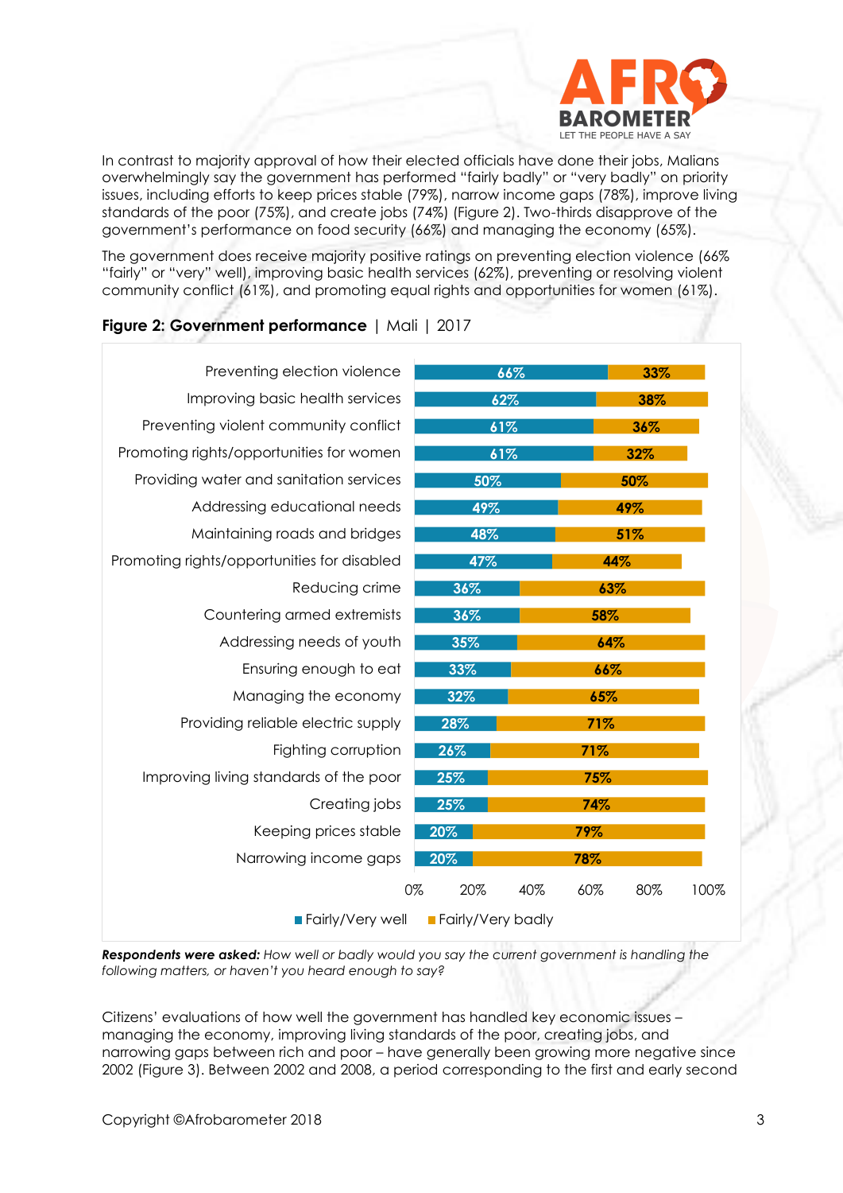In contrast to majority approval of how their elected officials have done their jobs, Malians overwhelmingly say the government has performed "fairly badly" or "very badly" on priority issues, including efforts to keep prices stable (79%), narrow income gaps (78%), improve living standards of the poor (75%), and create jobs (74%) (Figure 2). Two-thirds disapprove of the government's performance on food security (66%) and managing the economy (65%).

The government does receive majority positive ratings on preventing election violence (66% "fairly" or "very" well), improving basic health services (62%), preventing or resolving violent community conflict (61%), and promoting equal rights and opportunities for women (61%).

**Figure 2: Government performance** | Mali | 2017

| | Fairly/Very well | Fairly/Very badly |
|---|---|---|
| Preventing election violence | 66% | 33% |
| Improving basic health services | 62% | 38% |
| Preventing violent community conflict | 61% | 36% |
| Promoting rights/opportunities for women | 61% | 32% |
| Providing water and sanitation services | 50% | 50% |
| Addressing educational needs | 49% | 49% |
| Maintaining roads and bridges | 48% | 51% |
| Promoting rights/opportunities for disabled | 47% | 44% |
| Reducing crime | 36% | 63% |
| Countering armed extremists | 36% | 58% |
| Addressing needs of youth | 35% | 64% |
| Ensuring enough to eat | 33% | 66% |
| Managing the economy | 32% | 65% |
| Providing reliable electric supply | 28% | 71% |
| Fighting corruption | 26% | 71% |
| Improving living standards of the poor | 25% | 75% |
| Creating jobs | 25% | 74% |
| Keeping prices stable | 20% | 79% |
| Narrowing income gaps | 20% | 78% |

***Respondents were asked:*** *How well or badly would you say the current government is handling the following matters, or haven't you heard enough to say?*

Citizens' evaluations of how well the government has handled key economic issues – managing the economy, improving living standards of the poor, creating jobs, and narrowing gaps between rich and poor – have generally been growing more negative since 2002 (Figure 3). Between 2002 and 2008, a period corresponding to the first and early second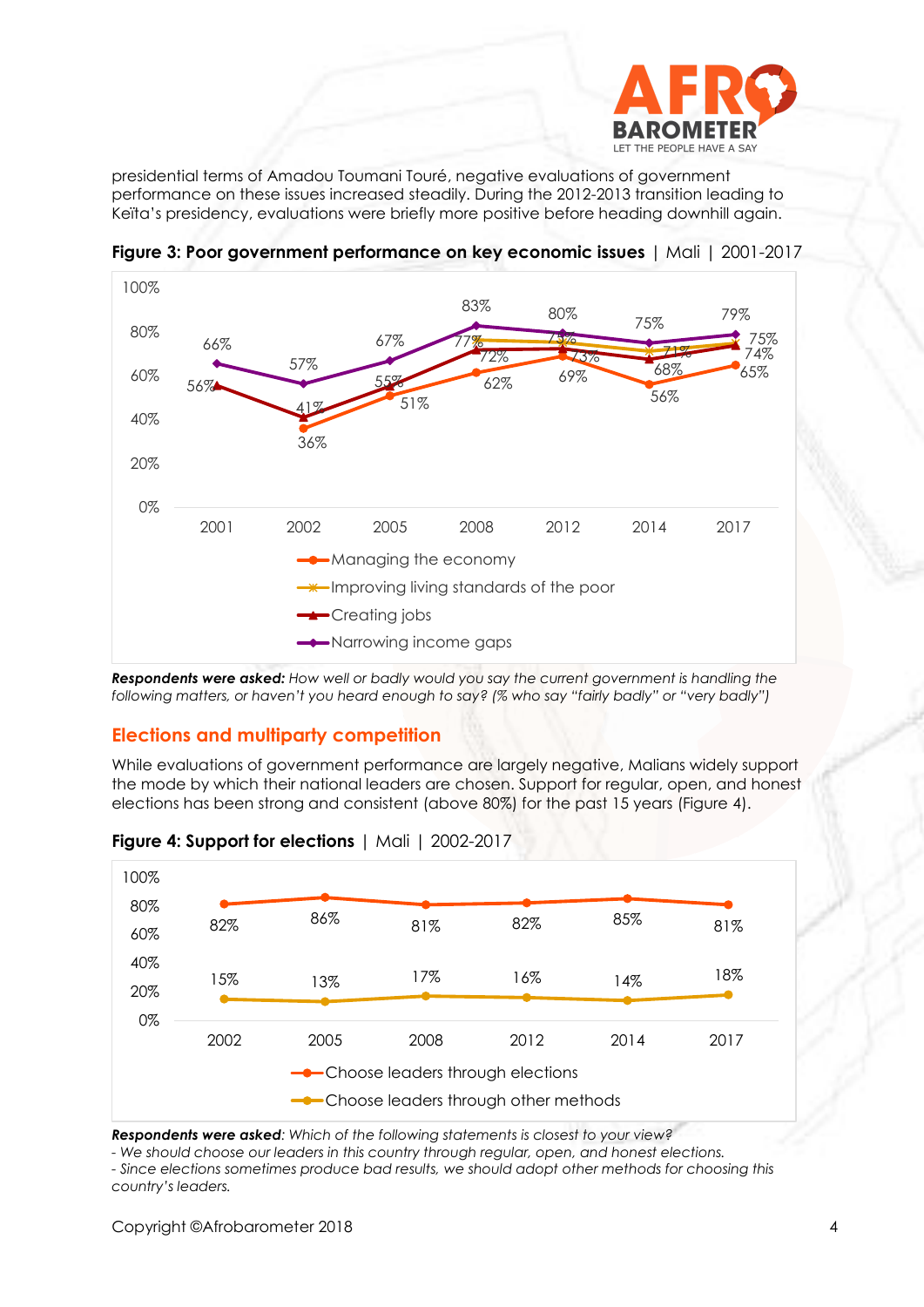presidential terms of Amadou Toumani Touré, negative evaluations of government performance on these issues increased steadily. During the 2012-2013 transition leading to Keïta's presidency, evaluations were briefly more positive before heading downhill again.

**Figure 3: Poor government performance on key economic issues** | Mali | 2001-2017

| | 2001 | 2002 | 2005 | 2008 | 2012 | 2014 | 2017 |
|---|---|---|---|---|---|---|---|
| Managing the economy | | 36% | 51% | 62% | 69% | 56% | 65% |
| Improving living standards of the poor | | | | 77% | 75% | 71% | 75% |
| Creating jobs | 56% | 41% | 55% | 72% | 73% | 68% | 74% |
| Narrowing income gaps | 66% | 57% | 67% | 83% | 80% | 75% | 79% |

***Respondents were asked:*** *How well or badly would you say the current government is handling the following matters, or haven't you heard enough to say? (% who say "fairly badly" or "very badly")*

## Elections and multiparty competition

While evaluations of government performance are largely negative, Malians widely support the mode by which their national leaders are chosen. Support for regular, open, and honest elections has been strong and consistent (above 80%) for the past 15 years (Figure 4).

**Figure 4: Support for elections** | Mali | 2002-2017

| | 2002 | 2005 | 2008 | 2012 | 2014 | 2017 |
|---|---|---|---|---|---|---|
| Choose leaders through elections | 82% | 86% | 81% | 82% | 85% | 81% |
| Choose leaders through other methods | 15% | 13% | 17% | 16% | 14% | 18% |

***Respondents were asked****: Which of the following statements is closest to your view?*

*- We should choose our leaders in this country through regular, open, and honest elections.*

*- Since elections sometimes produce bad results, we should adopt other methods for choosing this country's leaders.*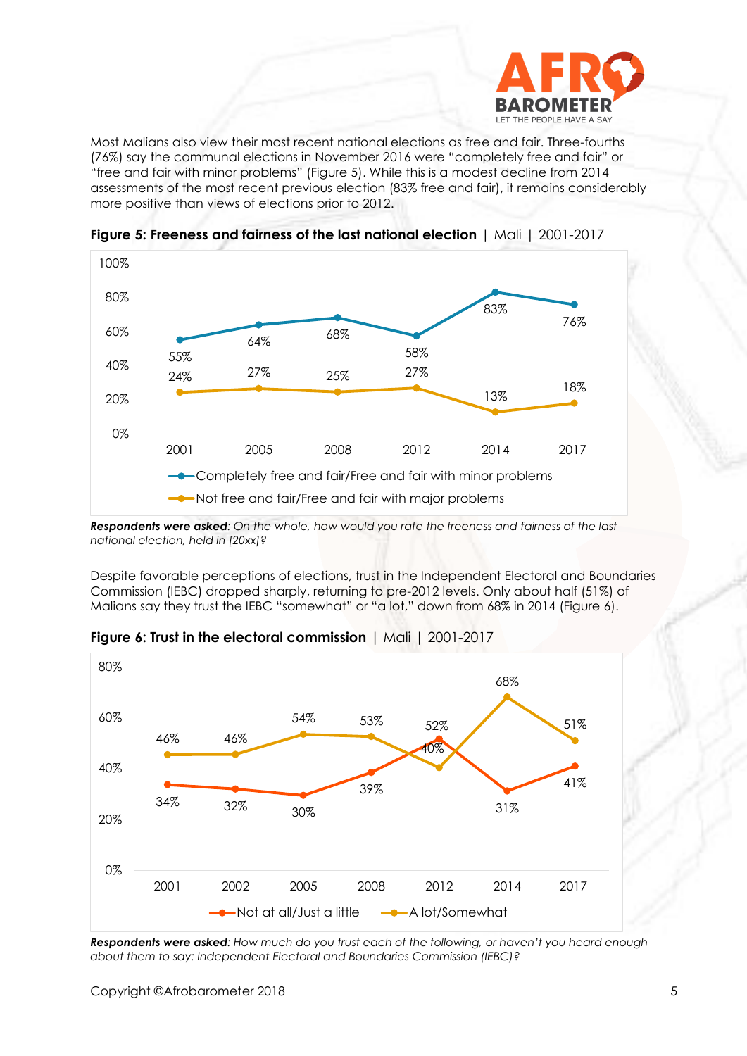Most Malians also view their most recent national elections as free and fair. Three-fourths (76%) say the communal elections in November 2016 were "completely free and fair" or "free and fair with minor problems" (Figure 5). While this is a modest decline from 2014 assessments of the most recent previous election (83% free and fair), it remains considerably more positive than views of elections prior to 2012.

**Figure 5: Freeness and fairness of the last national election** | Mali | 2001-2017

| | 2001 | 2005 | 2008 | 2012 | 2014 | 2017 |
|---|---|---|---|---|---|---|
| Completely free and fair/Free and fair with minor problems | 55% | 64% | 68% | 58% | 83% | 76% |
| Not free and fair/Free and fair with major problems | 24% | 27% | 25% | 27% | 13% | 18% |

***Respondents were asked**: On the whole, how would you rate the freeness and fairness of the last national election, held in [20xx]?*

Despite favorable perceptions of elections, trust in the Independent Electoral and Boundaries Commission (IEBC) dropped sharply, returning to pre-2012 levels. Only about half (51%) of Malians say they trust the IEBC "somewhat" or "a lot," down from 68% in 2014 (Figure 6).

**Figure 6: Trust in the electoral commission** | Mali | 2001-2017

| | 2001 | 2002 | 2005 | 2008 | 2012 | 2014 | 2017 |
|---|---|---|---|---|---|---|---|
| Not at all/Just a little | 34% | 32% | 30% | 39% | 52% | 31% | 41% |
| A lot/Somewhat | 46% | 46% | 54% | 53% | 40% | 68% | 51% |

***Respondents were asked**: How much do you trust each of the following, or haven't you heard enough about them to say: Independent Electoral and Boundaries Commission (IEBC)?*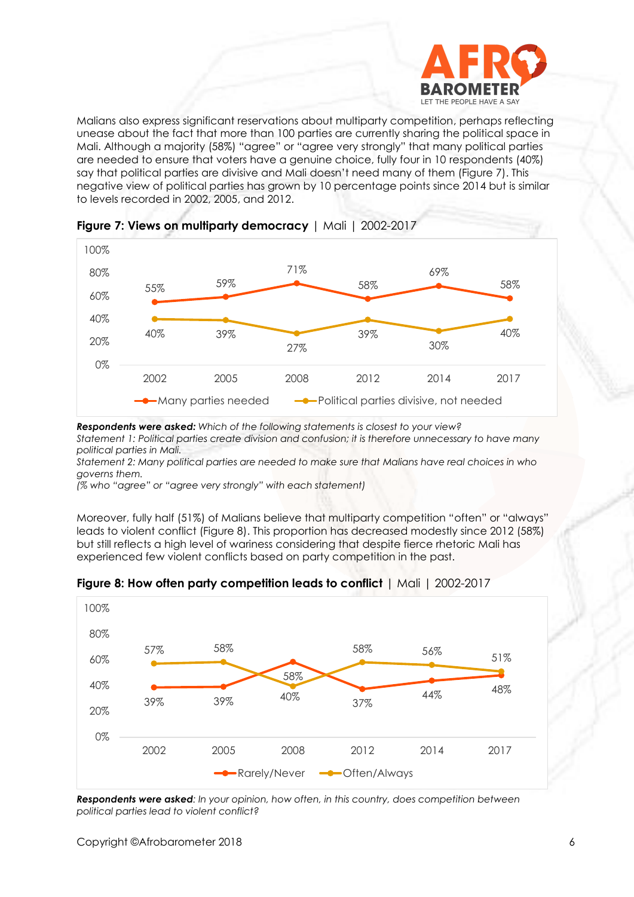Malians also express significant reservations about multiparty competition, perhaps reflecting unease about the fact that more than 100 parties are currently sharing the political space in Mali. Although a majority (58%) "agree" or "agree very strongly" that many political parties are needed to ensure that voters have a genuine choice, fully four in 10 respondents (40%) say that political parties are divisive and Mali doesn't need many of them (Figure 7). This negative view of political parties has grown by 10 percentage points since 2014 but is similar to levels recorded in 2002, 2005, and 2012.

**Figure 7: Views on multiparty democracy** | Mali | 2002-2017

| | 2002 | 2005 | 2008 | 2012 | 2014 | 2017 |
|---|---|---|---|---|---|---|
| Many parties needed | 55% | 59% | 71% | 58% | 69% | 58% |
| Political parties divisive, not needed | 40% | 39% | 27% | 39% | 30% | 40% |

***Respondents were asked:*** *Which of the following statements is closest to your view?*
*Statement 1: Political parties create division and confusion; it is therefore unnecessary to have many political parties in Mali.*
*Statement 2: Many political parties are needed to make sure that Malians have real choices in who governs them.*
*(% who "agree" or "agree very strongly" with each statement)*

Moreover, fully half (51%) of Malians believe that multiparty competition "often" or "always" leads to violent conflict (Figure 8). This proportion has decreased modestly since 2012 (58%) but still reflects a high level of wariness considering that despite fierce rhetoric Mali has experienced few violent conflicts based on party competition in the past.

**Figure 8: How often party competition leads to conflict** | Mali | 2002-2017

| | 2002 | 2005 | 2008 | 2012 | 2014 | 2017 |
|---|---|---|---|---|---|---|
| Rarely/Never | 39% | 39% | 58% | 37% | 44% | 48% |
| Often/Always | 57% | 58% | 40% | 58% | 56% | 51% |

***Respondents were asked****: In your opinion, how often, in this country, does competition between political parties lead to violent conflict?*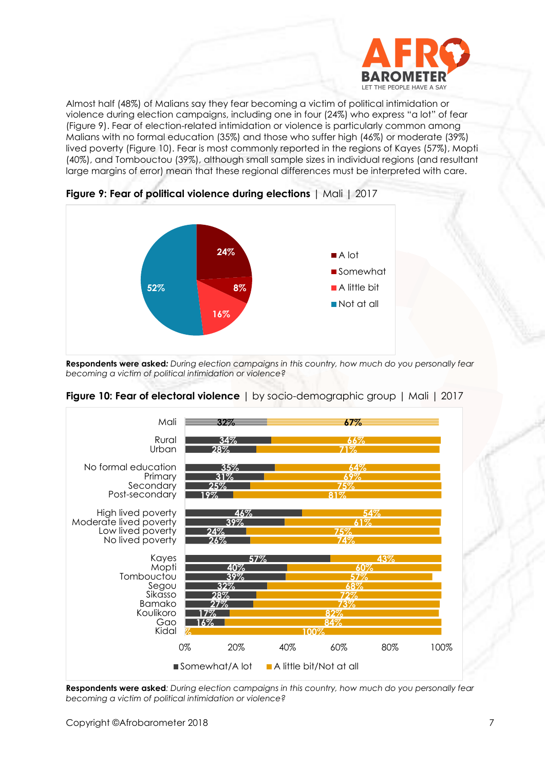Almost half (48%) of Malians say they fear becoming a victim of political intimidation or violence during election campaigns, including one in four (24%) who express "a lot" of fear (Figure 9). Fear of election-related intimidation or violence is particularly common among Malians with no formal education (35%) and those who suffer high (46%) or moderate (39%) lived poverty (Figure 10). Fear is most commonly reported in the regions of Kayes (57%), Mopti (40%), and Tombouctou (39%), although small sample sizes in individual regions (and resultant large margins of error) mean that these regional differences must be interpreted with care.

**Figure 9: Fear of political violence during elections** | Mali | 2017

| Response | % |
|---|---|
| A lot | 24% |
| Somewhat | 8% |
| A little bit | 16% |
| Not at all | 52% |

**Respondents were asked:** *During election campaigns in this country, how much do you personally fear becoming a victim of political intimidation or violence?*

**Figure 10: Fear of electoral violence** | by socio-demographic group | Mali | 2017

| Group | Somewhat/A lot | A little bit/Not at all |
|---|---|---|
| Mali | 32% | 67% |
| Rural | 34% | 66% |
| Urban | 28% | 71% |
| No formal education | 35% | 64% |
| Primary | 31% | 69% |
| Secondary | 25% | 75% |
| Post-secondary | 19% | 81% |
| High lived poverty | 46% | 54% |
| Moderate lived poverty | 39% | 61% |
| Low lived poverty | 24% | 75% |
| No lived poverty | 26% | 74% |
| Kayes | 57% | 43% |
| Mopti | 40% | 60% |
| Tombouctou | 39% | 57% |
| Segou | 32% | 68% |
| Sikasso | 28% | 72% |
| Bamako | 27% | 73% |
| Koulikoro | 17% | 82% |
| Gao | 16% | 84% |
| Kidal | 0% | 100% |

**Respondents were asked**: *During election campaigns in this country, how much do you personally fear becoming a victim of political intimidation or violence?*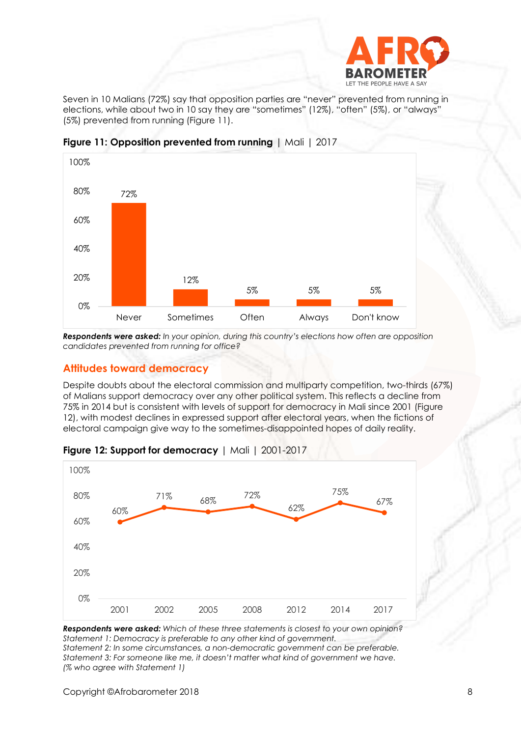Seven in 10 Malians (72%) say that opposition parties are "never" prevented from running in elections, while about two in 10 say they are "sometimes" (12%), "often" (5%), or "always" (5%) prevented from running (Figure 11).

**Figure 11: Opposition prevented from running** | Mali | 2017

| Never | Sometimes | Often | Always | Don't know |
|---|---|---|---|---|
| 72% | 12% | 5% | 5% | 5% |

***Respondents were asked:*** *In your opinion, during this country's elections how often are opposition candidates prevented from running for office?*

## Attitudes toward democracy

Despite doubts about the electoral commission and multiparty competition, two-thirds (67%) of Malians support democracy over any other political system. This reflects a decline from 75% in 2014 but is consistent with levels of support for democracy in Mali since 2001 (Figure 12), with modest declines in expressed support after electoral years, when the fictions of electoral campaign give way to the sometimes-disappointed hopes of daily reality.

**Figure 12: Support for democracy** | Mali | 2001-2017

| 2001 | 2002 | 2005 | 2008 | 2012 | 2014 | 2017 |
|---|---|---|---|---|---|---|
| 60% | 71% | 68% | 72% | 62% | 75% | 67% |

***Respondents were asked:*** *Which of these three statements is closest to your own opinion?*
*Statement 1: Democracy is preferable to any other kind of government.*
*Statement 2: In some circumstances, a non-democratic government can be preferable.*
*Statement 3: For someone like me, it doesn't matter what kind of government we have.*
*(% who agree with Statement 1)*

Copyright ©Afrobarometer 2018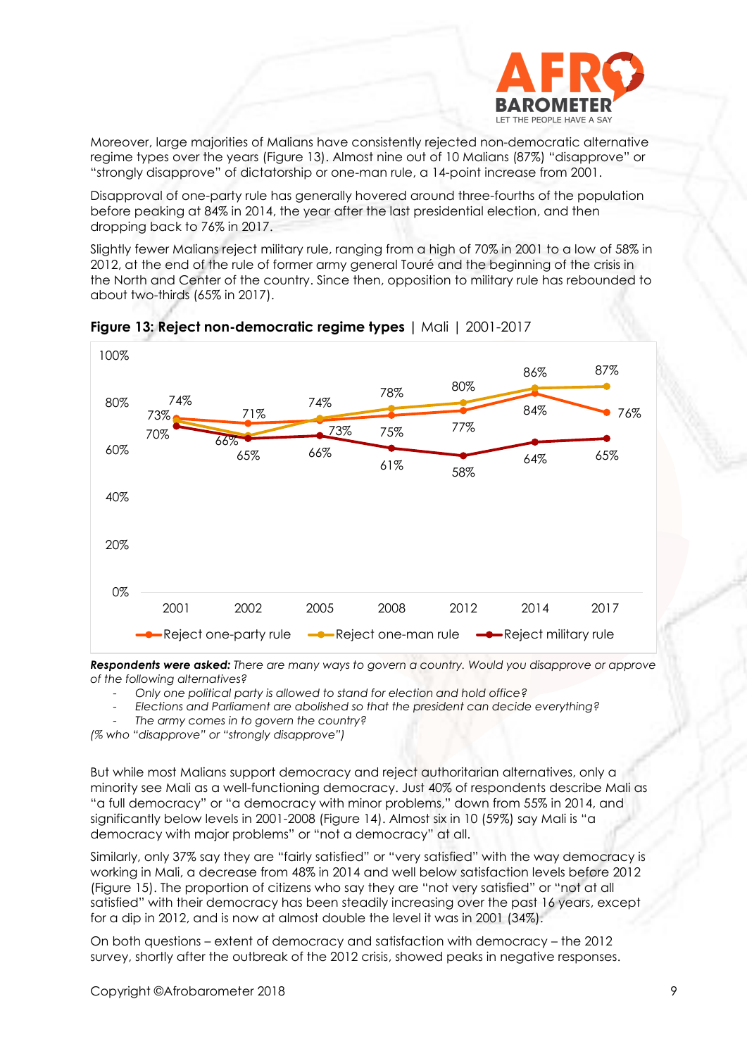Moreover, large majorities of Malians have consistently rejected non-democratic alternative regime types over the years (Figure 13). Almost nine out of 10 Malians (87%) "disapprove" or "strongly disapprove" of dictatorship or one-man rule, a 14-point increase from 2001.

Disapproval of one-party rule has generally hovered around three-fourths of the population before peaking at 84% in 2014, the year after the last presidential election, and then dropping back to 76% in 2017.

Slightly fewer Malians reject military rule, ranging from a high of 70% in 2001 to a low of 58% in 2012, at the end of the rule of former army general Touré and the beginning of the crisis in the North and Center of the country. Since then, opposition to military rule has rebounded to about two-thirds (65% in 2017).

**Figure 13: Reject non-democratic regime types** | Mali | 2001-2017

| | 2001 | 2002 | 2005 | 2008 | 2012 | 2014 | 2017 |
|---|---|---|---|---|---|---|---|
| Reject one-party rule | 74% | 71% | 73% | 75% | 77% | 84% | 76% |
| Reject one-man rule | 73% | 66% | 74% | 78% | 80% | 86% | 87% |
| Reject military rule | 70% | 65% | 66% | 61% | 58% | 64% | 65% |

***Respondents were asked:*** *There are many ways to govern a country. Would you disapprove or approve of the following alternatives?*

- *Only one political party is allowed to stand for election and hold office?*
- *Elections and Parliament are abolished so that the president can decide everything?*
- *The army comes in to govern the country?*

*(% who "disapprove" or "strongly disapprove")*

But while most Malians support democracy and reject authoritarian alternatives, only a minority see Mali as a well-functioning democracy. Just 40% of respondents describe Mali as "a full democracy" or "a democracy with minor problems," down from 55% in 2014, and significantly below levels in 2001-2008 (Figure 14). Almost six in 10 (59%) say Mali is "a democracy with major problems" or "not a democracy" at all.

Similarly, only 37% say they are "fairly satisfied" or "very satisfied" with the way democracy is working in Mali, a decrease from 48% in 2014 and well below satisfaction levels before 2012 (Figure 15). The proportion of citizens who say they are "not very satisfied" or "not at all satisfied" with their democracy has been steadily increasing over the past 16 years, except for a dip in 2012, and is now at almost double the level it was in 2001 (34%).

On both questions – extent of democracy and satisfaction with democracy – the 2012 survey, shortly after the outbreak of the 2012 crisis, showed peaks in negative responses.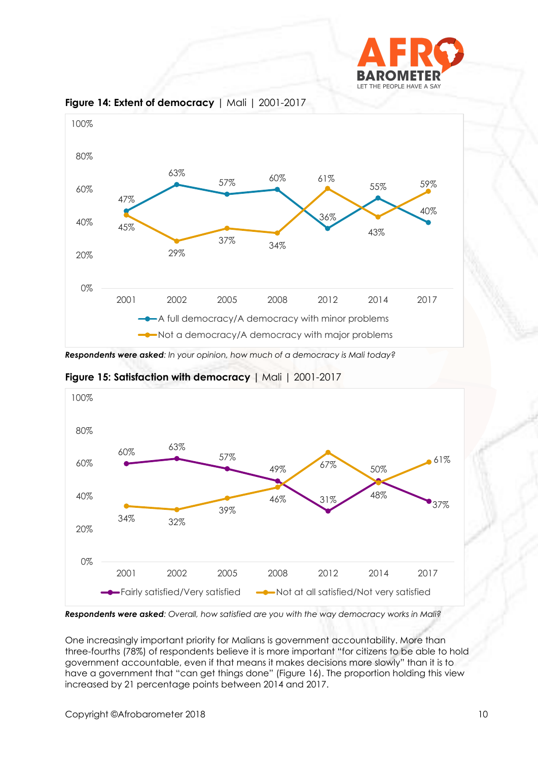**Figure 14: Extent of democracy** | Mali | 2001-2017

| | 2001 | 2002 | 2005 | 2008 | 2012 | 2014 | 2017 |
|---|---|---|---|---|---|---|---|
| A full democracy/A democracy with minor problems | 47% | 63% | 57% | 60% | 36% | 55% | 40% |
| Not a democracy/A democracy with major problems | 45% | 29% | 37% | 34% | 61% | 43% | 59% |

***Respondents were asked**: In your opinion, how much of a democracy is Mali today?*

**Figure 15: Satisfaction with democracy** | Mali | 2001-2017

| | 2001 | 2002 | 2005 | 2008 | 2012 | 2014 | 2017 |
|---|---|---|---|---|---|---|---|
| Fairly satisfied/Very satisfied | 60% | 63% | 57% | 49% | 31% | 50% | 37% |
| Not at all satisfied/Not very satisfied | 34% | 32% | 39% | 46% | 67% | 48% | 61% |

***Respondents were asked**: Overall, how satisfied are you with the way democracy works in Mali?*

One increasingly important priority for Malians is government accountability. More than three-fourths (78%) of respondents believe it is more important "for citizens to be able to hold government accountable, even if that means it makes decisions more slowly" than it is to have a government that "can get things done" (Figure 16). The proportion holding this view increased by 21 percentage points between 2014 and 2017.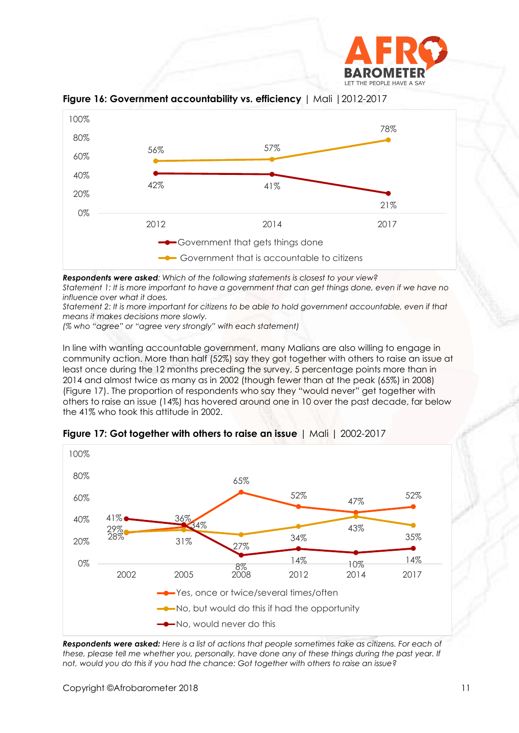**Figure 16: Government accountability vs. efficiency** | Mali | 2012-2017

| | 2012 | 2014 | 2017 |
|---|---|---|---|
| Government that gets things done | 42% | 41% | 21% |
| Government that is accountable to citizens | 56% | 57% | 78% |

***Respondents were asked****: Which of the following statements is closest to your view?*
*Statement 1: It is more important to have a government that can get things done, even if we have no influence over what it does.*
*Statement 2: It is more important for citizens to be able to hold government accountable, even if that means it makes decisions more slowly.*
*(% who "agree" or "agree very strongly" with each statement)*

In line with wanting accountable government, many Malians are also willing to engage in community action. More than half (52%) say they got together with others to raise an issue at least once during the 12 months preceding the survey, 5 percentage points more than in 2014 and almost twice as many as in 2002 (though fewer than at the peak (65%) in 2008) (Figure 17). The proportion of respondents who say they "would never" get together with others to raise an issue (14%) has hovered around one in 10 over the past decade, far below the 41% who took this attitude in 2002.

**Figure 17: Got together with others to raise an issue** | Mali | 2002-2017

| | 2002 | 2005 | 2008 | 2012 | 2014 | 2017 |
|---|---|---|---|---|---|---|
| Yes, once or twice/several times/often | 28% | 34% | 65% | 52% | 47% | 52% |
| No, but would do this if had the opportunity | 29% | 31% | 27% | 34% | 43% | 35% |
| No, would never do this | 41% | 36% | 8% | 14% | 10% | 14% |

***Respondents were asked:*** *Here is a list of actions that people sometimes take as citizens. For each of these, please tell me whether you, personally, have done any of these things during the past year. If not, would you do this if you had the chance: Got together with others to raise an issue?*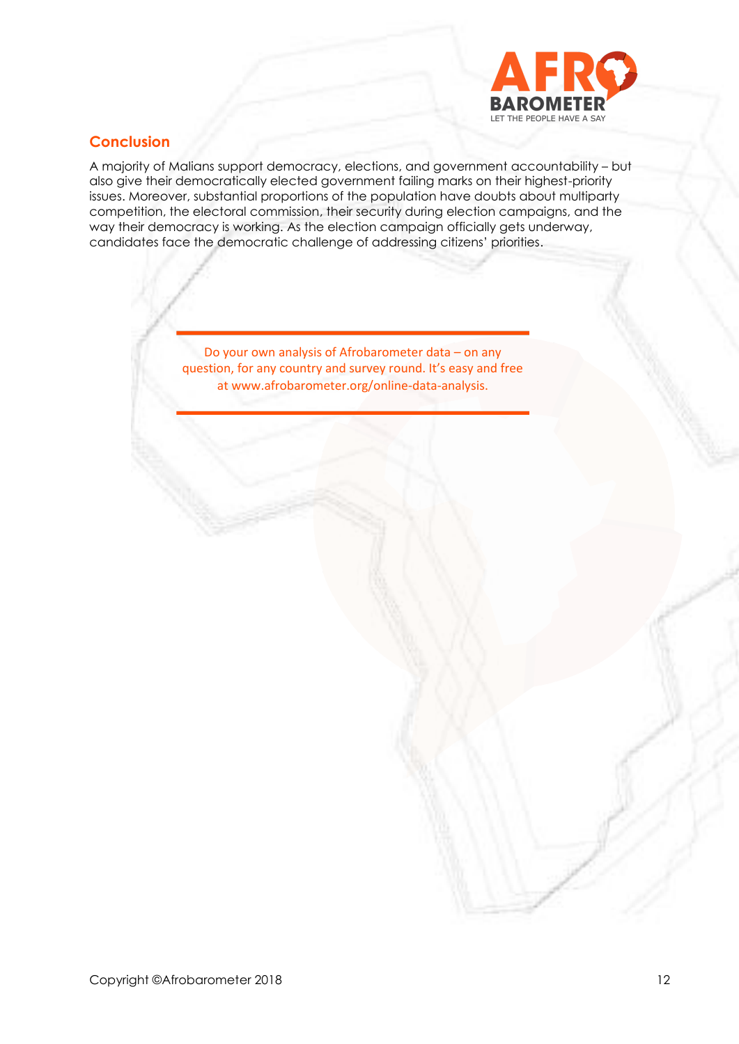## Conclusion

A majority of Malians support democracy, elections, and government accountability – but also give their democratically elected government failing marks on their highest-priority issues. Moreover, substantial proportions of the population have doubts about multiparty competition, the electoral commission, their security during election campaigns, and the way their democracy is working. As the election campaign officially gets underway, candidates face the democratic challenge of addressing citizens' priorities.

---

Do your own analysis of Afrobarometer data – on any question, for any country and survey round. It's easy and free at www.afrobarometer.org/online-data-analysis.

---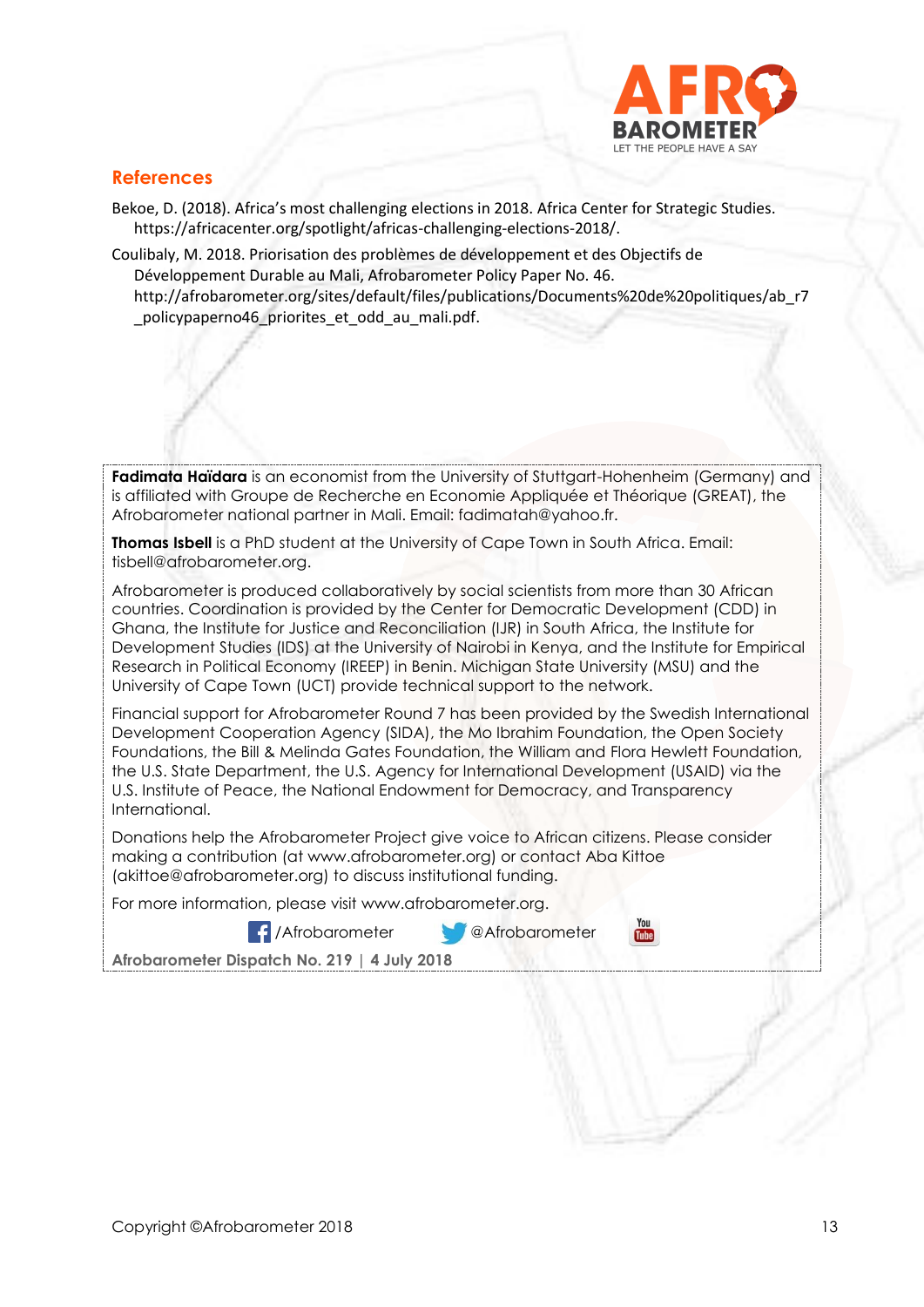## References

Bekoe, D. (2018). Africa's most challenging elections in 2018. Africa Center for Strategic Studies. https://africacenter.org/spotlight/africas-challenging-elections-2018/.

Coulibaly, M. 2018. Priorisation des problèmes de développement et des Objectifs de Développement Durable au Mali, Afrobarometer Policy Paper No. 46. http://afrobarometer.org/sites/default/files/publications/Documents%20de%20politiques/ab_r7_policypaperno46_priorites_et_odd_au_mali.pdf.

**Fadimata Haïdara** is an economist from the University of Stuttgart-Hohenheim (Germany) and is affiliated with Groupe de Recherche en Economie Appliquée et Théorique (GREAT), the Afrobarometer national partner in Mali. Email: fadimatah@yahoo.fr.

**Thomas Isbell** is a PhD student at the University of Cape Town in South Africa. Email: tisbell@afrobarometer.org.

Afrobarometer is produced collaboratively by social scientists from more than 30 African countries. Coordination is provided by the Center for Democratic Development (CDD) in Ghana, the Institute for Justice and Reconciliation (IJR) in South Africa, the Institute for Development Studies (IDS) at the University of Nairobi in Kenya, and the Institute for Empirical Research in Political Economy (IREEP) in Benin. Michigan State University (MSU) and the University of Cape Town (UCT) provide technical support to the network.

Financial support for Afrobarometer Round 7 has been provided by the Swedish International Development Cooperation Agency (SIDA), the Mo Ibrahim Foundation, the Open Society Foundations, the Bill & Melinda Gates Foundation, the William and Flora Hewlett Foundation, the U.S. State Department, the U.S. Agency for International Development (USAID) via the U.S. Institute of Peace, the National Endowment for Democracy, and Transparency International.

Donations help the Afrobarometer Project give voice to African citizens. Please consider making a contribution (at www.afrobarometer.org) or contact Aba Kittoe (akittoe@afrobarometer.org) to discuss institutional funding.

For more information, please visit www.afrobarometer.org.

/Afrobarometer @Afrobarometer

**Afrobarometer Dispatch No. 219 | 4 July 2018**

Copyright ©Afrobarometer 2018